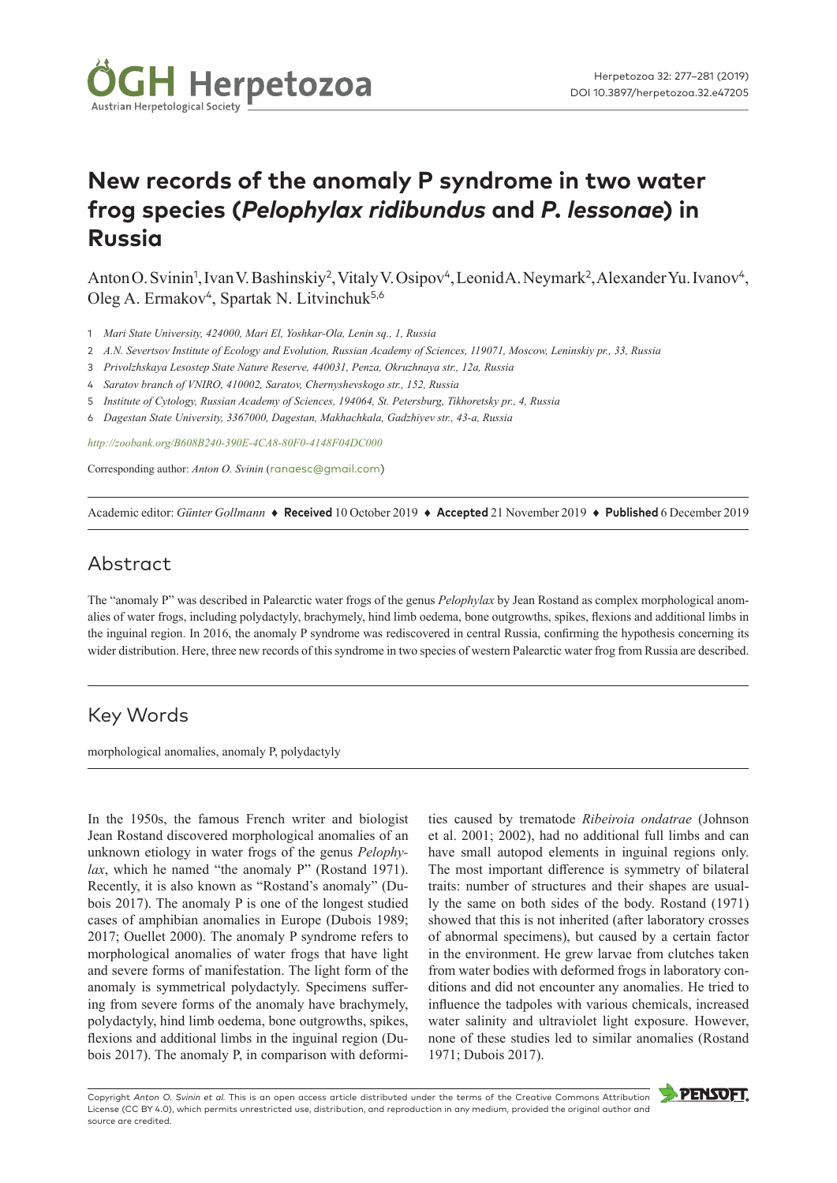# New records of the anomaly P syndrome in two water frog species (*Pelophylax ridibundus* and *P. lessonae*) in Russia

Anton O. Svinin[1], Ivan V. Bashinskiy[2], Vitaly V. Osipov[4], Leonid A. Neymark[2], Alexander Yu. Ivanov[4], Oleg A. Ermakov[4], Spartak N. Litvinchuk[5,6]

1 *Mari State University, 424000, Mari El, Yoshkar-Ola, Lenin sq., 1, Russia*

2 *A.N. Severtsov Institute of Ecology and Evolution, Russian Academy of Sciences, 119071, Moscow, Leninskiy pr., 33, Russia*

3 *Privolzhskaya Lesostep State Nature Reserve, 440031, Penza, Okruzhnaya str., 12a, Russia*

4 *Saratov branch of VNIRO, 410002, Saratov, Chernyshevskogo str., 152, Russia*

5 *Institute of Cytology, Russian Academy of Sciences, 194064, St. Petersburg, Tikhoretsky pr., 4, Russia*

6 *Dagestan State University, 3367000, Dagestan, Makhachkala, Gadzhiyev str., 43-a, Russia*

*http://zoobank.org/B608B240-390E-4CA8-80F0-4148F04DC000*

Corresponding author: *Anton O. Svinin* (ranaesc@gmail.com)

Academic editor: *Günter Gollmann* ♦ **Received** 10 October 2019 ♦ **Accepted** 21 November 2019 ♦ **Published** 6 December 2019

## Abstract

The "anomaly P" was described in Palearctic water frogs of the genus *Pelophylax* by Jean Rostand as complex morphological anomalies of water frogs, including polydactyly, brachymely, hind limb oedema, bone outgrowths, spikes, flexions and additional limbs in the inguinal region. In 2016, the anomaly P syndrome was rediscovered in central Russia, confirming the hypothesis concerning its wider distribution. Here, three new records of this syndrome in two species of western Palearctic water frog from Russia are described.

## Key Words

morphological anomalies, anomaly P, polydactyly

In the 1950s, the famous French writer and biologist Jean Rostand discovered morphological anomalies of an unknown etiology in water frogs of the genus *Pelophylax*, which he named "the anomaly P" (Rostand 1971). Recently, it is also known as "Rostand's anomaly" (Dubois 2017). The anomaly P is one of the longest studied cases of amphibian anomalies in Europe (Dubois 1989; 2017; Ouellet 2000). The anomaly P syndrome refers to morphological anomalies of water frogs that have light and severe forms of manifestation. The light form of the anomaly is symmetrical polydactyly. Specimens suffering from severe forms of the anomaly have brachymely, polydactyly, hind limb oedema, bone outgrowths, spikes, flexions and additional limbs in the inguinal region (Dubois 2017). The anomaly P, in comparison with deformities caused by trematode *Ribeiroia ondatrae* (Johnson et al. 2001; 2002), had no additional full limbs and can have small autopod elements in inguinal regions only. The most important difference is symmetry of bilateral traits: number of structures and their shapes are usually the same on both sides of the body. Rostand (1971) showed that this is not inherited (after laboratory crosses of abnormal specimens), but caused by a certain factor in the environment. He grew larvae from clutches taken from water bodies with deformed frogs in laboratory conditions and did not encounter any anomalies. He tried to influence the tadpoles with various chemicals, increased water salinity and ultraviolet light exposure. However, none of these studies led to similar anomalies (Rostand 1971; Dubois 2017).

Copyright *Anton O. Svinin et al.* This is an open access article distributed under the terms of the Creative Commons Attribution License (CC BY 4.0), which permits unrestricted use, distribution, and reproduction in any medium, provided the original author and source are credited.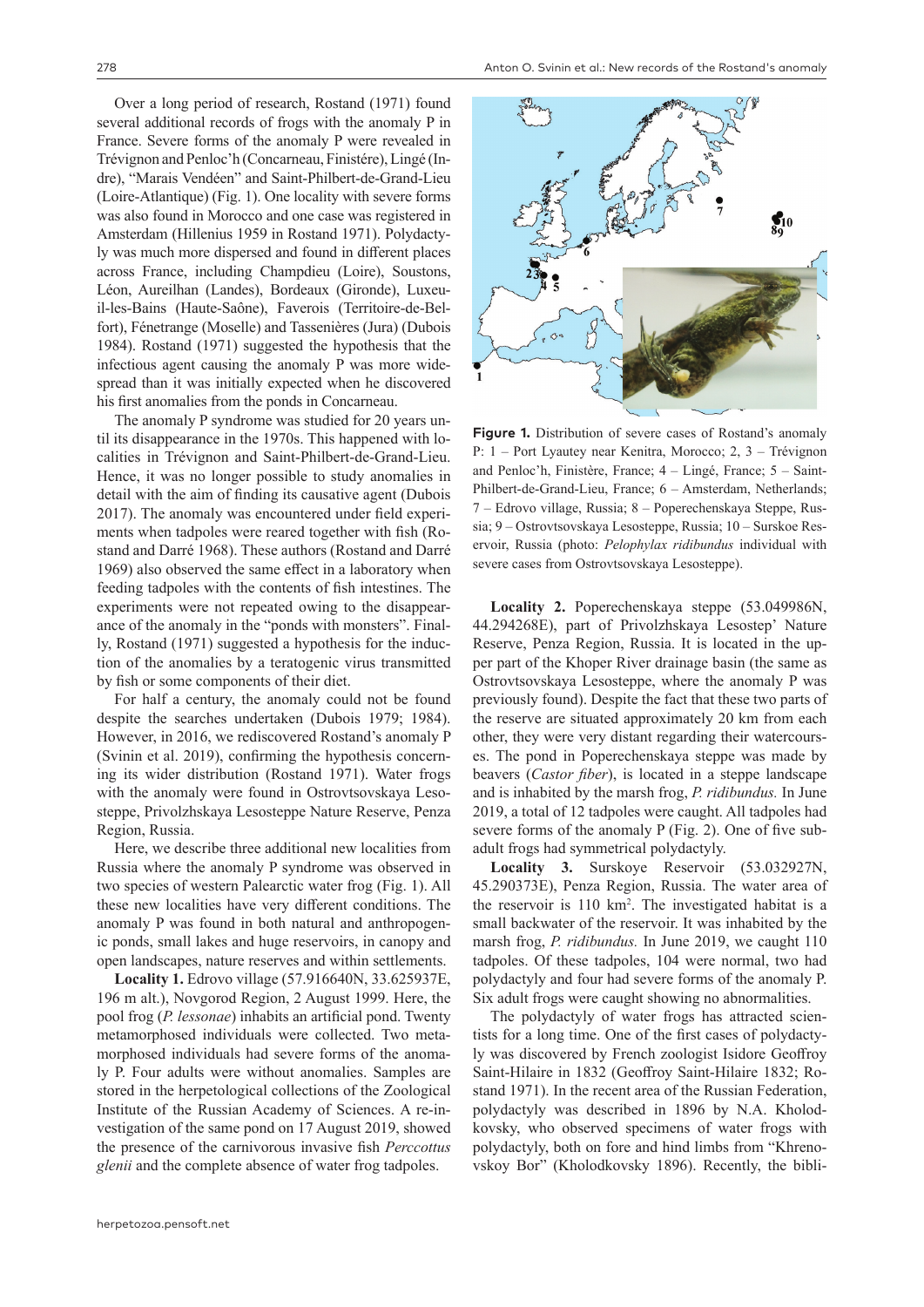Over a long period of research, Rostand (1971) found several additional records of frogs with the anomaly P in France. Severe forms of the anomaly P were revealed in Trévignon and Penloc'h (Concarneau, Finistére), Lingé (Indre), "Marais Vendéen" and Saint-Philbert-de-Grand-Lieu (Loire-Atlantique) (Fig. 1). One locality with severe forms was also found in Morocco and one case was registered in Amsterdam (Hillenius 1959 in Rostand 1971). Polydactyly was much more dispersed and found in different places across France, including Champdieu (Loire), Soustons, Léon, Aureilhan (Landes), Bordeaux (Gironde), Luxeuil-les-Bains (Haute-Saône), Faverois (Territoire-de-Belfort), Fénetrange (Moselle) and Tassenières (Jura) (Dubois 1984). Rostand (1971) suggested the hypothesis that the infectious agent causing the anomaly P was more widespread than it was initially expected when he discovered his first anomalies from the ponds in Concarneau.

The anomaly P syndrome was studied for 20 years until its disappearance in the 1970s. This happened with localities in Trévignon and Saint-Philbert-de-Grand-Lieu. Hence, it was no longer possible to study anomalies in detail with the aim of finding its causative agent (Dubois 2017). The anomaly was encountered under field experiments when tadpoles were reared together with fish (Rostand and Darré 1968). These authors (Rostand and Darré 1969) also observed the same effect in a laboratory when feeding tadpoles with the contents of fish intestines. The experiments were not repeated owing to the disappearance of the anomaly in the "ponds with monsters". Finally, Rostand (1971) suggested a hypothesis for the induction of the anomalies by a teratogenic virus transmitted by fish or some components of their diet.

For half a century, the anomaly could not be found despite the searches undertaken (Dubois 1979; 1984). However, in 2016, we rediscovered Rostand's anomaly P (Svinin et al. 2019), confirming the hypothesis concerning its wider distribution (Rostand 1971). Water frogs with the anomaly were found in Ostrovtsovskaya Lesosteppe, Privolzhskaya Lesosteppe Nature Reserve, Penza Region, Russia.

Here, we describe three additional new localities from Russia where the anomaly P syndrome was observed in two species of western Palearctic water frog (Fig. 1). All these new localities have very different conditions. The anomaly P was found in both natural and anthropogenic ponds, small lakes and huge reservoirs, in canopy and open landscapes, nature reserves and within settlements.

**Locality 1.** Edrovo village (57.916640N, 33.625937E, 196 m alt.), Novgorod Region, 2 August 1999. Here, the pool frog (*P. lessonae*) inhabits an artificial pond. Twenty metamorphosed individuals were collected. Two metamorphosed individuals had severe forms of the anomaly P. Four adults were without anomalies. Samples are stored in the herpetological collections of the Zoological Institute of the Russian Academy of Sciences. A re-investigation of the same pond on 17 August 2019, showed the presence of the carnivorous invasive fish *Perccottus glenii* and the complete absence of water frog tadpoles.

**Figure 1.** Distribution of severe cases of Rostand's anomaly P: 1 – Port Lyautey near Kenitra, Morocco; 2, 3 – Trévignon and Penloc'h, Finistère, France; 4 – Lingé, France; 5 – Saint-Philbert-de-Grand-Lieu, France; 6 – Amsterdam, Netherlands; 7 – Edrovo village, Russia; 8 – Poperechenskaya Steppe, Russia; 9 – Ostrovtsovskaya Lesosteppe, Russia; 10 – Surskoe Reservoir, Russia (photo: *Pelophylax ridibundus* individual with severe cases from Ostrovtsovskaya Lesosteppe).

**Locality 2.** Poperechenskaya steppe (53.049986N, 44.294268E), part of Privolzhskaya Lesostep' Nature Reserve, Penza Region, Russia. It is located in the upper part of the Khoper River drainage basin (the same as Ostrovtsovskaya Lesosteppe, where the anomaly P was previously found). Despite the fact that these two parts of the reserve are situated approximately 20 km from each other, they were very distant regarding their watercourses. The pond in Poperechenskaya steppe was made by beavers (*Castor fiber*), is located in a steppe landscape and is inhabited by the marsh frog, *P. ridibundus.* In June 2019, a total of 12 tadpoles were caught. All tadpoles had severe forms of the anomaly P (Fig. 2). One of five subadult frogs had symmetrical polydactyly.

**Locality 3.** Surskoye Reservoir (53.032927N, 45.290373E), Penza Region, Russia. The water area of the reservoir is 110 km$^2$. The investigated habitat is a small backwater of the reservoir. It was inhabited by the marsh frog, *P. ridibundus.* In June 2019, we caught 110 tadpoles. Of these tadpoles, 104 were normal, two had polydactyly and four had severe forms of the anomaly P. Six adult frogs were caught showing no abnormalities.

The polydactyly of water frogs has attracted scientists for a long time. One of the first cases of polydactyly was discovered by French zoologist Isidore Geoffroy Saint-Hilaire in 1832 (Geoffroy Saint-Hilaire 1832; Rostand 1971). In the recent area of the Russian Federation, polydactyly was described in 1896 by N.A. Kholodkovsky, who observed specimens of water frogs with polydactyly, both on fore and hind limbs from "Khrenovskoy Bor" (Kholodkovsky 1896). Recently, the bibli-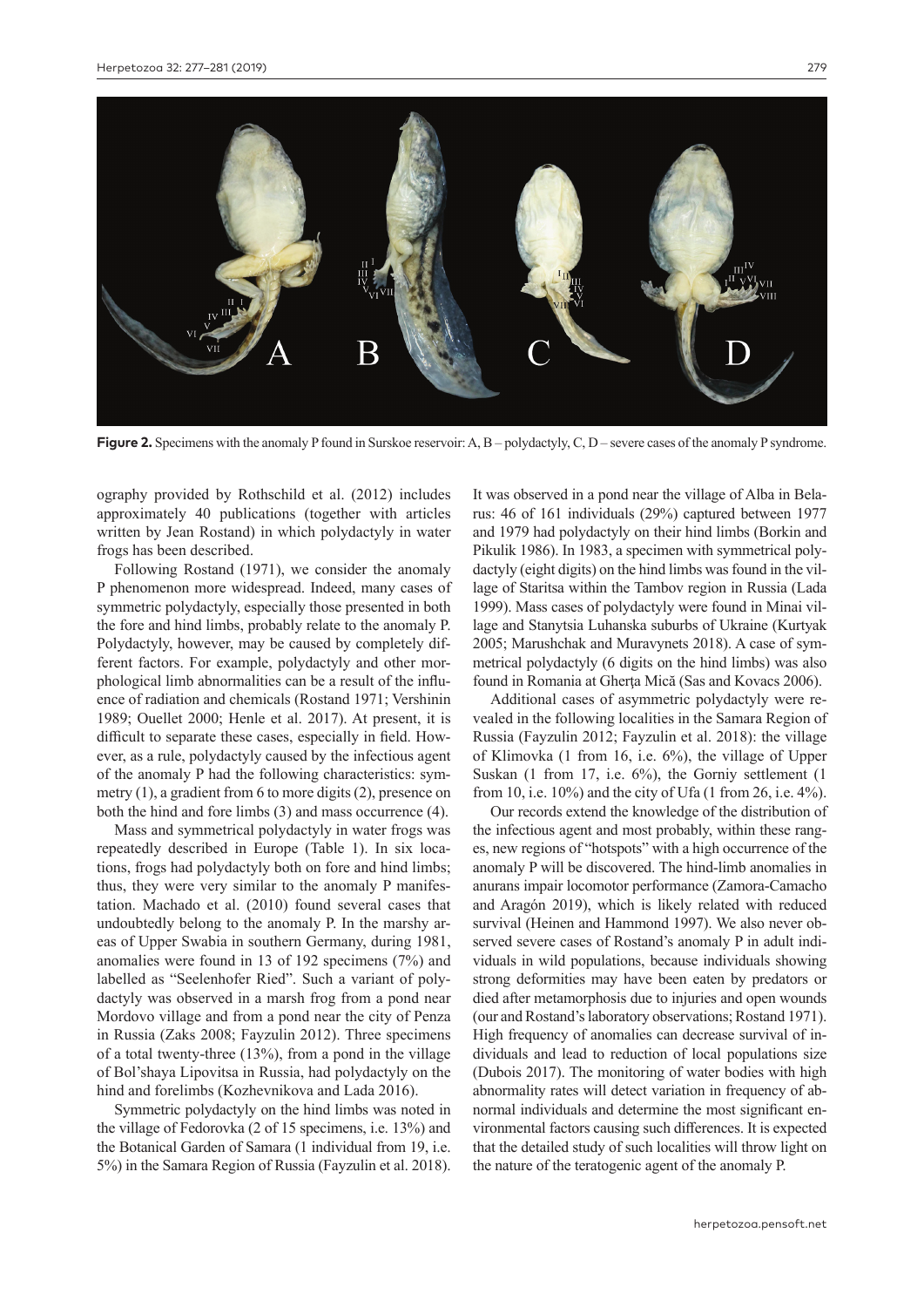**Figure 2.** Specimens with the anomaly P found in Surskoe reservoir: A, B – polydactyly, C, D – severe cases of the anomaly P syndrome.

ography provided by Rothschild et al. (2012) includes approximately 40 publications (together with articles written by Jean Rostand) in which polydactyly in water frogs has been described.

Following Rostand (1971), we consider the anomaly P phenomenon more widespread. Indeed, many cases of symmetric polydactyly, especially those presented in both the fore and hind limbs, probably relate to the anomaly P. Polydactyly, however, may be caused by completely different factors. For example, polydactyly and other morphological limb abnormalities can be a result of the influence of radiation and chemicals (Rostand 1971; Vershinin 1989; Ouellet 2000; Henle et al. 2017). At present, it is difficult to separate these cases, especially in field. However, as a rule, polydactyly caused by the infectious agent of the anomaly P had the following characteristics: symmetry (1), a gradient from 6 to more digits (2), presence on both the hind and fore limbs (3) and mass occurrence (4).

Mass and symmetrical polydactyly in water frogs was repeatedly described in Europe (Table 1). In six locations, frogs had polydactyly both on fore and hind limbs; thus, they were very similar to the anomaly P manifestation. Machado et al. (2010) found several cases that undoubtedly belong to the anomaly P. In the marshy areas of Upper Swabia in southern Germany, during 1981, anomalies were found in 13 of 192 specimens (7%) and labelled as "Seelenhofer Ried". Such a variant of polydactyly was observed in a marsh frog from a pond near Mordovo village and from a pond near the city of Penza in Russia (Zaks 2008; Fayzulin 2012). Three specimens of a total twenty-three (13%), from a pond in the village of Bol'shaya Lipovitsa in Russia, had polydactyly on the hind and forelimbs (Kozhevnikova and Lada 2016).

Symmetric polydactyly on the hind limbs was noted in the village of Fedorovka (2 of 15 specimens, i.e. 13%) and the Botanical Garden of Samara (1 individual from 19, i.e. 5%) in the Samara Region of Russia (Fayzulin et al. 2018). It was observed in a pond near the village of Alba in Belarus: 46 of 161 individuals (29%) captured between 1977 and 1979 had polydactyly on their hind limbs (Borkin and Pikulik 1986). In 1983, a specimen with symmetrical polydactyly (eight digits) on the hind limbs was found in the village of Staritsa within the Tambov region in Russia (Lada 1999). Mass cases of polydactyly were found in Minai village and Stanytsia Luhanska suburbs of Ukraine (Kurtyak 2005; Marushchak and Muravynets 2018). A case of symmetrical polydactyly (6 digits on the hind limbs) was also found in Romania at Gherța Mică (Sas and Kovacs 2006).

Additional cases of asymmetric polydactyly were revealed in the following localities in the Samara Region of Russia (Fayzulin 2012; Fayzulin et al. 2018): the village of Klimovka (1 from 16, i.e. 6%), the village of Upper Suskan (1 from 17, i.e. 6%), the Gorniy settlement (1 from 10, i.e. 10%) and the city of Ufa (1 from 26, i.e. 4%).

Our records extend the knowledge of the distribution of the infectious agent and most probably, within these ranges, new regions of "hotspots" with a high occurrence of the anomaly P will be discovered. The hind-limb anomalies in anurans impair locomotor performance (Zamora-Camacho and Aragón 2019), which is likely related with reduced survival (Heinen and Hammond 1997). We also never observed severe cases of Rostand's anomaly P in adult individuals in wild populations, because individuals showing strong deformities may have been eaten by predators or died after metamorphosis due to injuries and open wounds (our and Rostand's laboratory observations; Rostand 1971). High frequency of anomalies can decrease survival of individuals and lead to reduction of local populations size (Dubois 2017). The monitoring of water bodies with high abnormality rates will detect variation in frequency of abnormal individuals and determine the most significant environmental factors causing such differences. It is expected that the detailed study of such localities will throw light on the nature of the teratogenic agent of the anomaly P.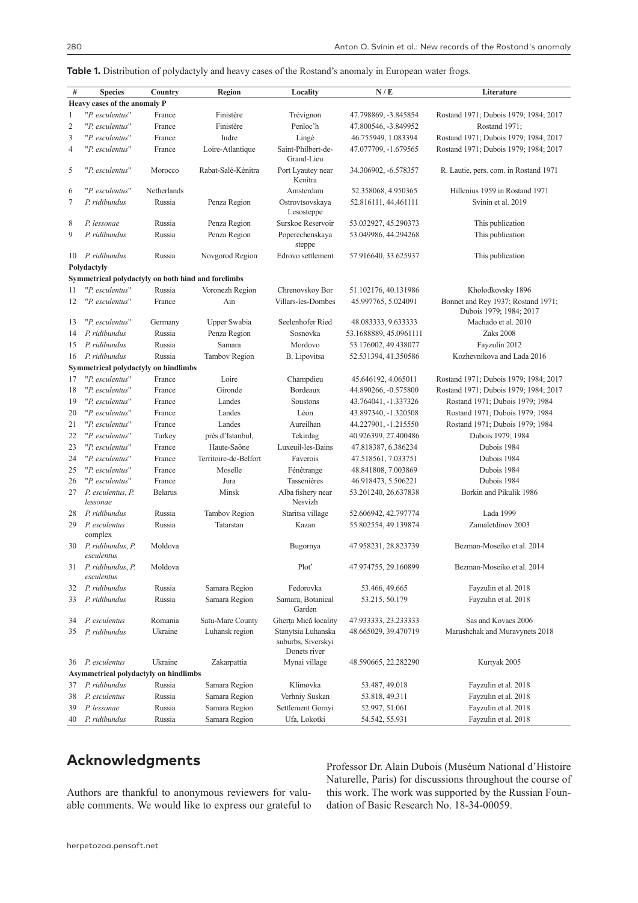**Table 1.** Distribution of polydactyly and heavy cases of the Rostand's anomaly in European water frogs.

| # | Species | Country | Region | Locality | N / E | Literature |
|---|---|---|---|---|---|---|
| **Heavy cases of the anomaly P** | | | | | | |
| 1 | "*P. esculentus*" | France | Finistère | Trévignon | 47.798869, -3.845854 | Rostand 1971; Dubois 1979; 1984; 2017 |
| 2 | "*P. esculentus*" | France | Finistère | Penloc'h | 47.800546, -3.849952 | Rostand 1971; |
| 3 | "*P. esculentus*" | France | Indre | Lingé | 46.755949, 1.083394 | Rostand 1971; Dubois 1979; 1984; 2017 |
| 4 | "*P. esculentus*" | France | Loire-Atlantique | Saint-Philbert-de-Grand-Lieu | 47.077709, -1.679565 | Rostand 1971; Dubois 1979; 1984; 2017 |
| 5 | "*P. esculentus*" | Morocco | Rabat-Salé-Kénitra | Port Lyautey near Kenitra | 34.306902, -6.578357 | R. Lautie, pers. com. in Rostand 1971 |
| 6 | "*P. esculentus*" | Netherlands | | Amsterdam | 52.358068, 4.950365 | Hillenius 1959 in Rostand 1971 |
| 7 | *P. ridibundus* | Russia | Penza Region | Ostrovtsovskaya Lesosteppe | 52.816111, 44.461111 | Svinin et al. 2019 |
| 8 | *P. lessonae* | Russia | Penza Region | Surskoe Reservoir | 53.032927, 45.290373 | This publication |
| 9 | *P. ridibundus* | Russia | Penza Region | Poperechenskaya steppe | 53.049986, 44.294268 | This publication |
| 10 | *P. ridibundus* | Russia | Novgorod Region | Edrovo settlement | 57.916640, 33.625937 | This publication |
| **Polydactyly** | | | | | | |
| **Symmetrical polydactyly on both hind and forelimbs** | | | | | | |
| 11 | "*P. esculentus*" | Russia | Voronezh Region | Chrenovskoy Bor | 51.102176, 40.131986 | Kholodkovsky 1896 |
| 12 | "*P. esculentus*" | France | Ain | Villars-les-Dombes | 45.997765, 5.024091 | Bonnet and Rey 1937; Rostand 1971; Dubois 1979; 1984; 2017 |
| 13 | "*P. esculentus*" | Germany | Upper Swabia | Seelenhofer Ried | 48.083333, 9.633333 | Machado et al. 2010 |
| 14 | *P. ridibundus* | Russia | Penza Region | Sosnovka | 53.1688889, 45.0961111 | Zaks 2008 |
| 15 | *P. ridibundus* | Russia | Samara | Mordovo | 53.176002, 49.438077 | Fayzulin 2012 |
| 16 | *P. ridibundus* | Russia | Tambov Region | B. Lipovitsa | 52.531394, 41.350586 | Kozhevnikova and Lada 2016 |
| **Symmetrical polydactyly on hindlimbs** | | | | | | |
| 17 | "*P. esculentus*" | France | Loire | Champdieu | 45.646192, 4.065011 | Rostand 1971; Dubois 1979; 1984; 2017 |
| 18 | "*P. esculentus*" | France | Gironde | Bordeaux | 44.890266, -0.575800 | Rostand 1971; Dubois 1979; 1984; 2017 |
| 19 | "*P. esculentus*" | France | Landes | Soustons | 43.764041, -1.337326 | Rostand 1971; Dubois 1979; 1984 |
| 20 | "*P. esculentus*" | France | Landes | Léon | 43.897340, -1.320508 | Rostand 1971; Dubois 1979; 1984 |
| 21 | "*P. esculentus*" | France | Landes | Aureilhan | 44.227901, -1.215550 | Rostand 1971; Dubois 1979; 1984 |
| 22 | "*P. esculentus*" | Turkey | près d'Istanbul, | Tekirdag | 40.926399, 27.400486 | Dubois 1979; 1984 |
| 23 | "*P. esculentus*" | France | Haute-Saône | Luxeuil-les-Bains | 47.818387, 6.386234 | Dubois 1984 |
| 24 | "*P. esculentus*" | France | Territoire-de-Belfort | Faverois | 47.518561, 7.033751 | Dubois 1984 |
| 25 | "*P. esculentus*" | France | Moselle | Fénétrange | 48.841808, 7.003869 | Dubois 1984 |
| 26 | "*P. esculentus*" | France | Jura | Tassenières | 46.918473, 5.506221 | Dubois 1984 |
| 27 | *P. esculentus*, *P. lessonae* | Belarus | Minsk | Alba fishery near Nesvizh | 53.201240, 26.637838 | Borkin and Pikulik 1986 |
| 28 | *P. ridibundus* | Russia | Tambov Region | Staritsa village | 52.606942, 42.797774 | Lada 1999 |
| 29 | *P. esculentus* complex | Russia | Tatarstan | Kazan | 55.802554, 49.139874 | Zamaletdinov 2003 |
| 30 | *P. ridibundus*, *P. esculentus* | Moldova | | Bugornya | 47.958231, 28.823739 | Bezman-Moseiko et al. 2014 |
| 31 | *P. ridibundus*, *P. esculentus* | Moldova | | Plot' | 47.974755, 29.160899 | Bezman-Moseiko et al. 2014 |
| 32 | *P. ridibundus* | Russia | Samara Region | Fedorovka | 53.466, 49.665 | Fayzulin et al. 2018 |
| 33 | *P. ridibundus* | Russia | Samara Region | Samara, Botanical Garden | 53.215, 50.179 | Fayzulin et al. 2018 |
| 34 | *P. esculentus* | Romania | Satu-Mare County | Gherța Mică locality | 47.933333, 23.233333 | Sas and Kovacs 2006 |
| 35 | *P. ridibundus* | Ukraine | Luhansk region | Stanytsia Luhanska suburbs, Siverskyi Donets river | 48.665029, 39.470719 | Marushchak and Muravynets 2018 |
| 36 | *P. esculentus* | Ukraine | Zakarpattia | Mynai village | 48.590665, 22.282290 | Kurtyak 2005 |
| **Asymmetrical polydactyly on hindlimbs** | | | | | | |
| 37 | *P. ridibundus* | Russia | Samara Region | Klimovka | 53.487, 49.018 | Fayzulin et al. 2018 |
| 38 | *P. esculentus* | Russia | Samara Region | Verhniy Suskan | 53.818, 49.311 | Fayzulin et al. 2018 |
| 39 | *P. lessonae* | Russia | Samara Region | Settlement Gornyi | 52.997, 51.061 | Fayzulin et al. 2018 |
| 40 | *P. ridibundus* | Russia | Samara Region | Ufa, Lokotki | 54.542, 55.931 | Fayzulin et al. 2018 |

## Acknowledgments

Authors are thankful to anonymous reviewers for valuable comments. We would like to express our grateful to Professor Dr. Alain Dubois (Muséum National d'Histoire Naturelle, Paris) for discussions throughout the course of this work. The work was supported by the Russian Foundation of Basic Research No. 18-34-00059.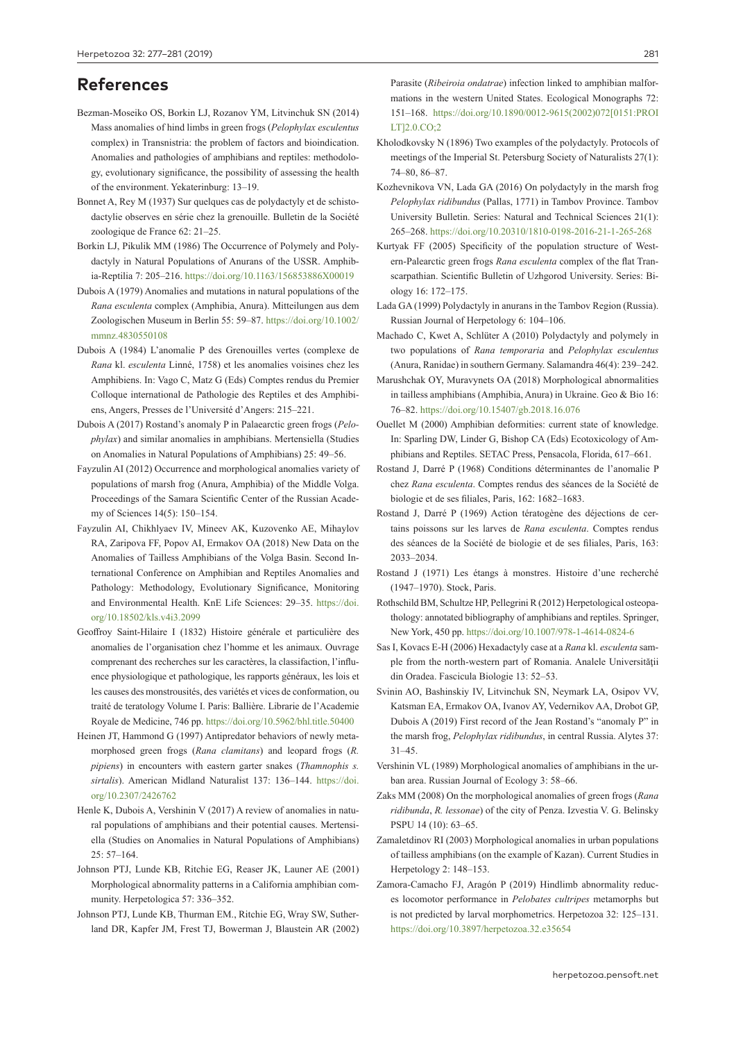## References

Bezman-Moseiko OS, Borkin LJ, Rozanov YM, Litvinchuk SN (2014) Mass anomalies of hind limbs in green frogs (*Pelophylax esculentus* complex) in Transnistria: the problem of factors and bioindication. Anomalies and pathologies of amphibians and reptiles: methodology, evolutionary significance, the possibility of assessing the health of the environment. Yekaterinburg: 13–19.

Bonnet A, Rey M (1937) Sur quelques cas de polydactyly et de schistodactylie observes en série chez la grenouille. Bulletin de la Société zoologique de France 62: 21–25.

Borkin LJ, Pikulik MM (1986) The Occurrence of Polymely and Polydactyly in Natural Populations of Anurans of the USSR. Amphibia-Reptilia 7: 205–216. https://doi.org/10.1163/156853886X00019

Dubois A (1979) Anomalies and mutations in natural populations of the *Rana esculenta* complex (Amphibia, Anura). Mitteilungen aus dem Zoologischen Museum in Berlin 55: 59–87. https://doi.org/10.1002/mmnz.4830550108

Dubois A (1984) L'anomalie P des Grenouilles vertes (complexe de *Rana* kl. *esculenta* Linné, 1758) et les anomalies voisines chez les Amphibiens. In: Vago C, Matz G (Eds) Comptes rendus du Premier Colloque international de Pathologie des Reptiles et des Amphibiens, Angers, Presses de l'Université d'Angers: 215–221.

Dubois A (2017) Rostand's anomaly P in Palaearctic green frogs (*Pelophylax*) and similar anomalies in amphibians. Mertensiella (Studies on Anomalies in Natural Populations of Amphibians) 25: 49–56.

Fayzulin AI (2012) Occurrence and morphological anomalies variety of populations of marsh frog (Anura, Amphibia) of the Middle Volga. Proceedings of the Samara Scientific Center of the Russian Academy of Sciences 14(5): 150–154.

Fayzulin AI, Chikhlyaev IV, Mineev AK, Kuzovenko AE, Mihaylov RA, Zaripova FF, Popov AI, Ermakov OA (2018) New Data on the Anomalies of Tailless Amphibians of the Volga Basin. Second International Conference on Amphibian and Reptiles Anomalies and Pathology: Methodology, Evolutionary Significance, Monitoring and Environmental Health. KnE Life Sciences: 29–35. https://doi.org/10.18502/kls.v4i3.2099

Geoffroy Saint-Hilaire I (1832) Histoire générale et particulière des anomalies de l'organisation chez l'homme et les animaux. Ouvrage comprenant des recherches sur les caractères, la classifaction, l'influence physiologique et pathologique, les rapports généraux, les lois et les causes des monstrousités, des variétés et vices de conformation, ou traité de teratology Volume I. Paris: Ballière. Librarie de l'Academie Royale de Medicine, 746 pp. https://doi.org/10.5962/bhl.title.50400

Heinen JT, Hammond G (1997) Antipredator behaviors of newly metamorphosed green frogs (*Rana clamitans*) and leopard frogs (*R. pipiens*) in encounters with eastern garter snakes (*Thamnophis s. sirtalis*). American Midland Naturalist 137: 136–144. https://doi.org/10.2307/2426762

Henle K, Dubois A, Vershinin V (2017) A review of anomalies in natural populations of amphibians and their potential causes. Mertensiella (Studies on Anomalies in Natural Populations of Amphibians) 25: 57–164.

Johnson PTJ, Lunde KB, Ritchie EG, Reaser JK, Launer AE (2001) Morphological abnormality patterns in a California amphibian community. Herpetologica 57: 336–352.

Johnson PTJ, Lunde KB, Thurman EM., Ritchie EG, Wray SW, Sutherland DR, Kapfer JM, Frest TJ, Bowerman J, Blaustein AR (2002) Parasite (*Ribeiroia ondatrae*) infection linked to amphibian malformations in the western United States. Ecological Monographs 72: 151–168. https://doi.org/10.1890/0012-9615(2002)072[0151:PROILT]2.0.CO;2

Kholodkovsky N (1896) Two examples of the polydactyly. Protocols of meetings of the Imperial St. Petersburg Society of Naturalists 27(1): 74–80, 86–87.

Kozhevnikova VN, Lada GA (2016) On polydactyly in the marsh frog *Pelophylax ridibundus* (Pallas, 1771) in Tambov Province. Tambov University Bulletin. Series: Natural and Technical Sciences 21(1): 265–268. https://doi.org/10.20310/1810-0198-2016-21-1-265-268

Kurtyak FF (2005) Specificity of the population structure of Western-Palearctic green frogs *Rana esculenta* complex of the flat Transcarpathian. Scientific Bulletin of Uzhgorod University. Series: Biology 16: 172–175.

Lada GA (1999) Polydactyly in anurans in the Tambov Region (Russia). Russian Journal of Herpetology 6: 104–106.

Machado C, Kwet A, Schlüter A (2010) Polydactyly and polymely in two populations of *Rana temporaria* and *Pelophylax esculentus* (Anura, Ranidae) in southern Germany. Salamandra 46(4): 239–242.

Marushchak OY, Muravynets OA (2018) Morphological abnormalities in tailless amphibians (Amphibia, Anura) in Ukraine. Geo & Bio 16: 76–82. https://doi.org/10.15407/gb.2018.16.076

Ouellet M (2000) Amphibian deformities: current state of knowledge. In: Sparling DW, Linder G, Bishop CA (Eds) Ecotoxicology of Amphibians and Reptiles. SETAC Press, Pensacola, Florida, 617–661.

Rostand J, Darré P (1968) Conditions déterminantes de l'anomalie P chez *Rana esculenta*. Comptes rendus des séances de la Société de biologie et de ses filiales, Paris, 162: 1682–1683.

Rostand J, Darré P (1969) Action tératogène des déjections de certains poissons sur les larves de *Rana esculenta*. Comptes rendus des séances de la Société de biologie et de ses filiales, Paris, 163: 2033–2034.

Rostand J (1971) Les étangs à monstres. Histoire d'une recherché (1947–1970). Stock, Paris.

Rothschild BM, Schultze HP, Pellegrini R (2012) Herpetological osteopathology: annotated bibliography of amphibians and reptiles. Springer, New York, 450 pp. https://doi.org/10.1007/978-1-4614-0824-6

Sas I, Kovacs E-H (2006) Hexadactyly case at a *Rana* kl. *esculenta* sample from the north-western part of Romania. Analele Universităţii din Oradea. Fascicula Biologie 13: 52–53.

Svinin AO, Bashinskiy IV, Litvinchuk SN, Neymark LA, Osipov VV, Katsman EA, Ermakov OA, Ivanov AY, Vedernikov AA, Drobot GP, Dubois A (2019) First record of the Jean Rostand's "anomaly P" in the marsh frog, *Pelophylax ridibundus*, in central Russia. Alytes 37: 31–45.

Vershinin VL (1989) Morphological anomalies of amphibians in the urban area. Russian Journal of Ecology 3: 58–66.

Zaks MM (2008) On the morphological anomalies of green frogs (*Rana ridibunda*, *R. lessonae*) of the city of Penza. Izvestia V. G. Belinsky PSPU 14 (10): 63–65.

Zamaletdinov RI (2003) Morphological anomalies in urban populations of tailless amphibians (on the example of Kazan). Current Studies in Herpetology 2: 148–153.

Zamora-Camacho FJ, Aragón P (2019) Hindlimb abnormality reduces locomotor performance in *Pelobates cultripes* metamorphs but is not predicted by larval morphometrics. Herpetozoa 32: 125–131. https://doi.org/10.3897/herpetozoa.32.e35654